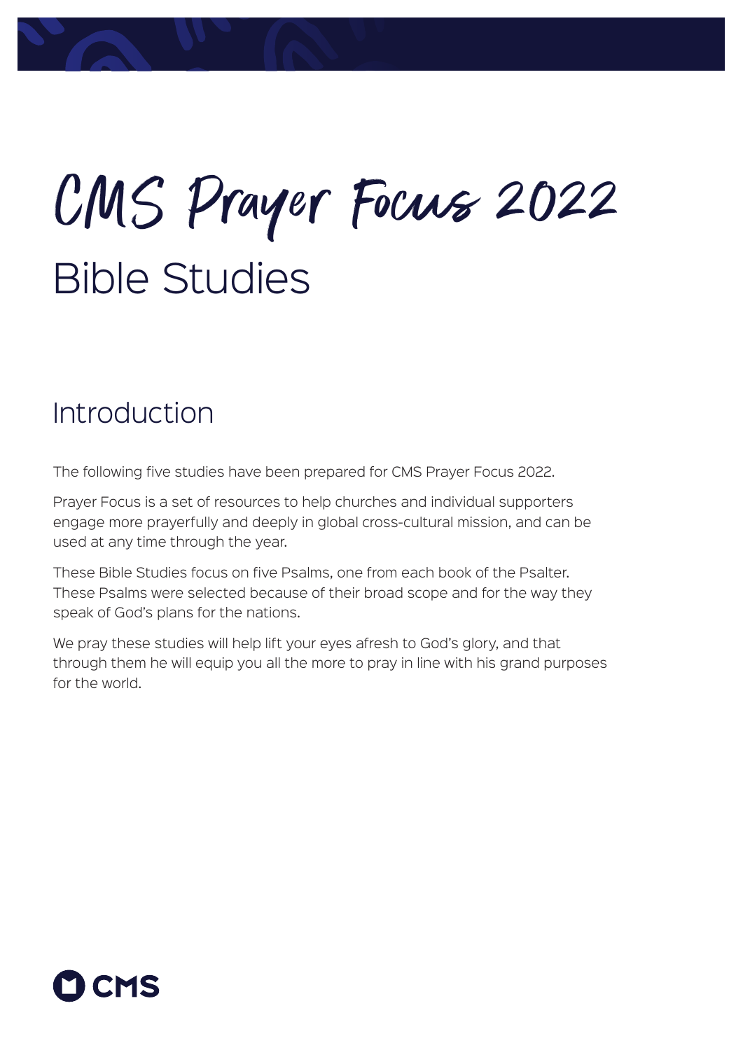# CMS Prayer Focus 2022

## Bible Studies

### Introduction

The following five studies have been prepared for CMS Prayer Focus 2022.

Prayer Focus is a set of resources to help churches and individual supporters engage more prayerfully and deeply in global cross-cultural mission, and can be used at any time through the year.

These Bible Studies focus on five Psalms, one from each book of the Psalter. These Psalms were selected because of their broad scope and for the way they speak of God's plans for the nations.

We pray these studies will help lift your eyes afresh to God's glory, and that through them he will equip you all the more to pray in line with his grand purposes for the world.

CMS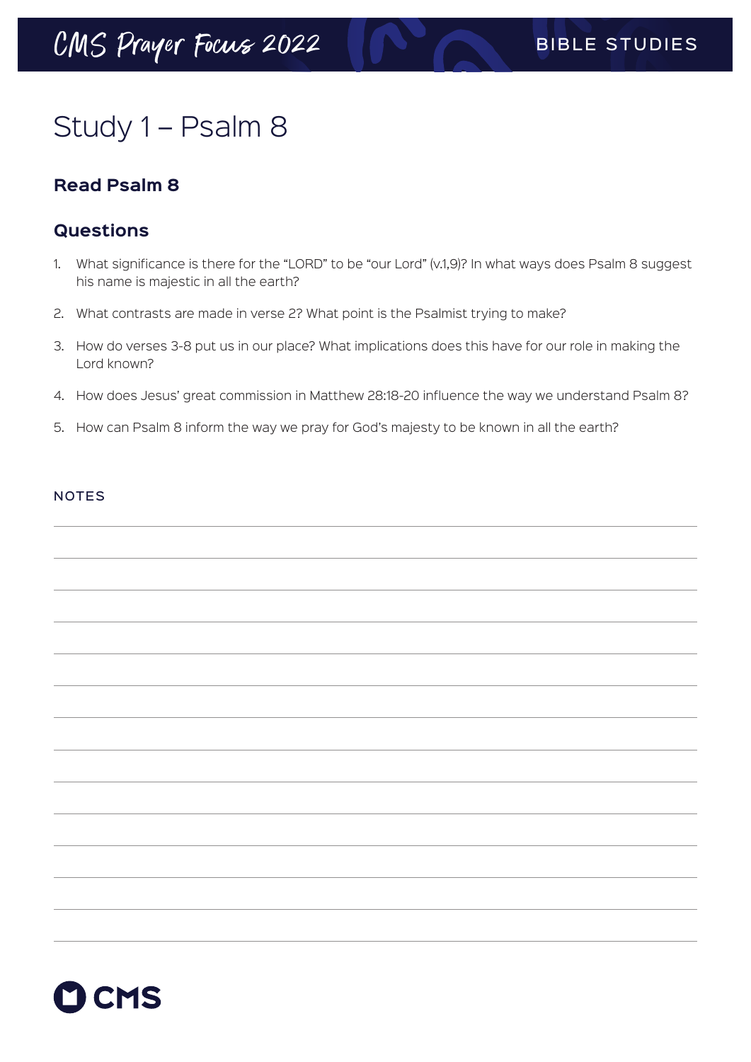# Study 1 – Psalm 8

## Read Psalm 8

## Questions

1. What significance is there for the "LORD" to be "our Lord" (v.1,9)? In what ways does Psalm 8 suggest his name is majestic in all the earth?
2. What contrasts are made in verse 2? What point is the Psalmist trying to make?
3. How do verses 3-8 put us in our place? What implications does this have for our role in making the Lord known?
4. How does Jesus' great commission in Matthew 28:18-20 influence the way we understand Psalm 8?
5. How can Psalm 8 inform the way we pray for God's majesty to be known in all the earth?

NOTES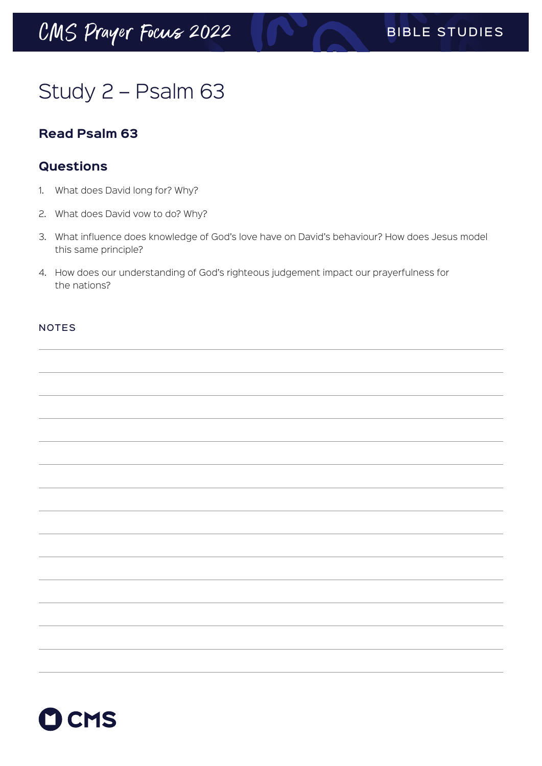# Study 2 – Psalm 63

### Read Psalm 63

### Questions

1. What does David long for? Why?
2. What does David vow to do? Why?
3. What influence does knowledge of God's love have on David's behaviour? How does Jesus model this same principle?
4. How does our understanding of God's righteous judgement impact our prayerfulness for the nations?

NOTES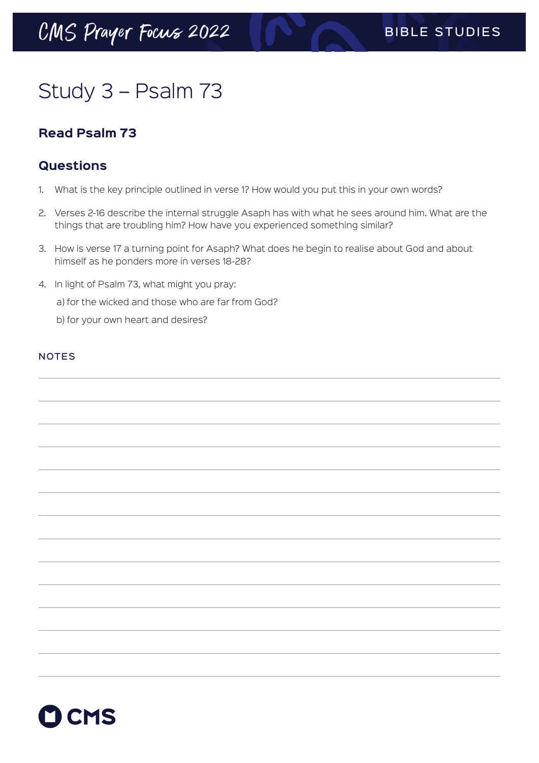# Study 3 – Psalm 73

### Read Psalm 73

### Questions

1. What is the key principle outlined in verse 1? How would you put this in your own words?
2. Verses 2-16 describe the internal struggle Asaph has with what he sees around him. What are the things that are troubling him? How have you experienced something similar?
3. How is verse 17 a turning point for Asaph? What does he begin to realise about God and about himself as he ponders more in verses 18-28?
4. In light of Psalm 73, what might you pray:

   a) for the wicked and those who are far from God?

   b) for your own heart and desires?

NOTES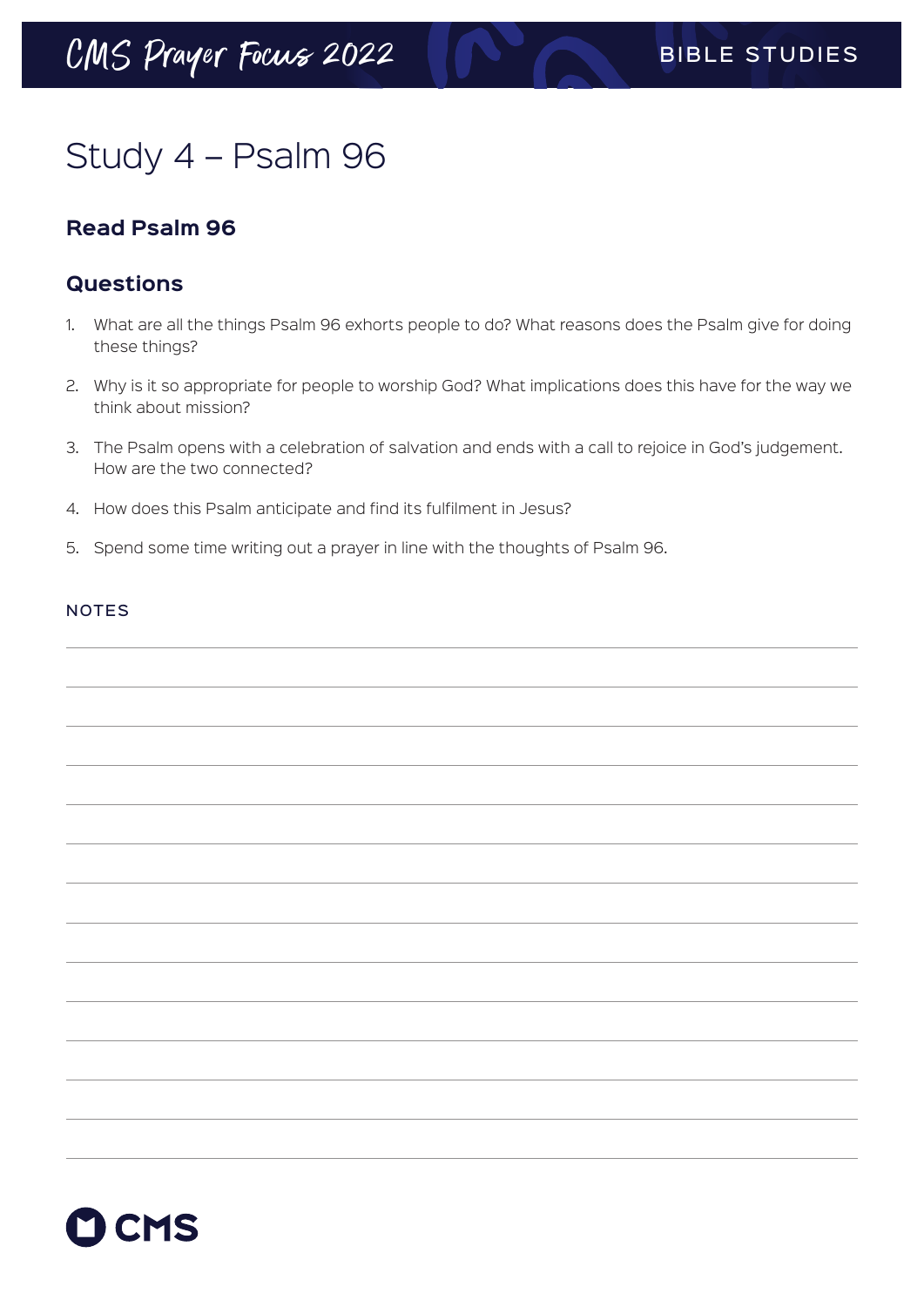# Study 4 – Psalm 96

## Read Psalm 96

## Questions

1. What are all the things Psalm 96 exhorts people to do? What reasons does the Psalm give for doing these things?
2. Why is it so appropriate for people to worship God? What implications does this have for the way we think about mission?
3. The Psalm opens with a celebration of salvation and ends with a call to rejoice in God's judgement. How are the two connected?
4. How does this Psalm anticipate and find its fulfilment in Jesus?
5. Spend some time writing out a prayer in line with the thoughts of Psalm 96.

NOTES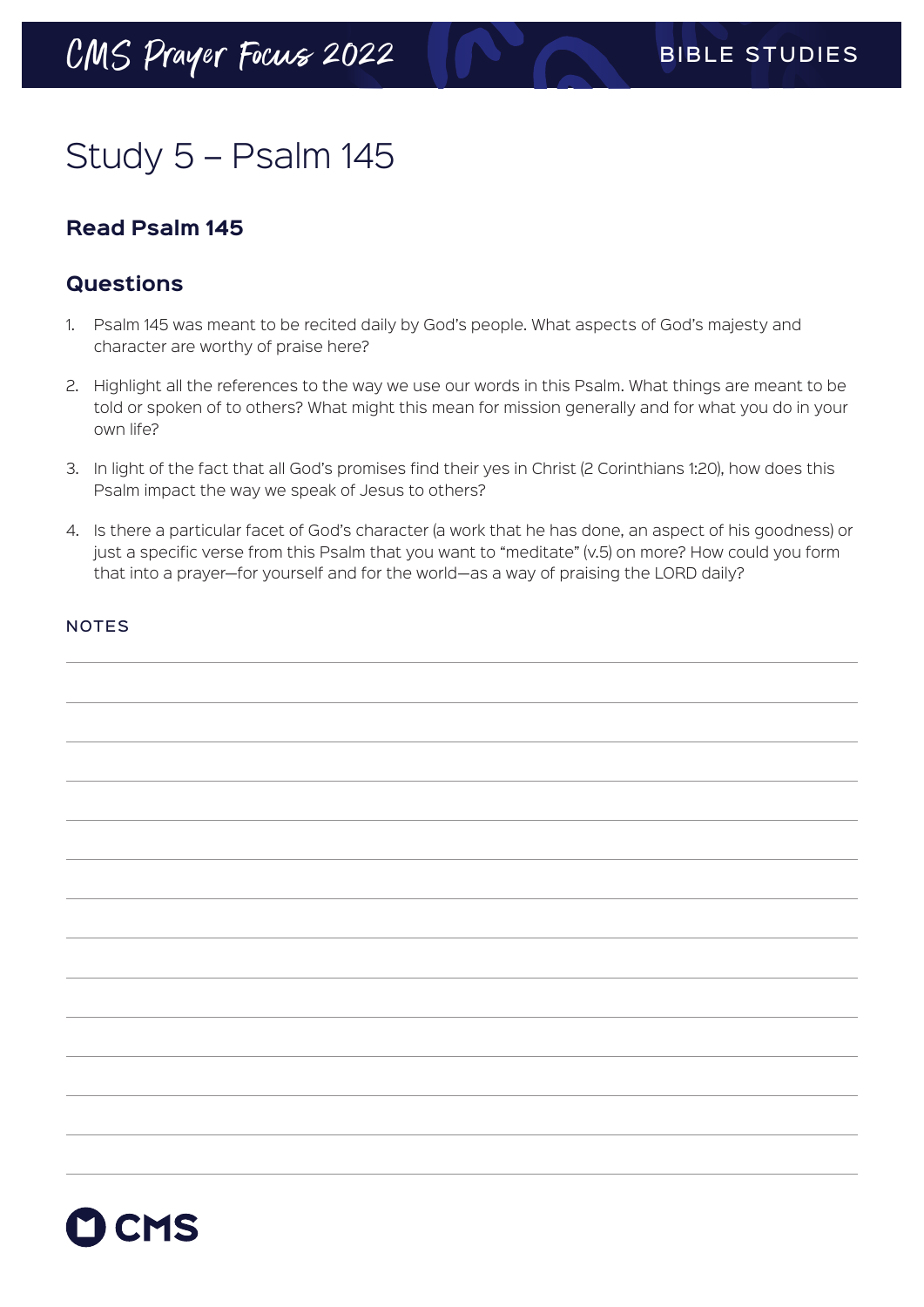# Study 5 – Psalm 145

### Read Psalm 145

### Questions

1. Psalm 145 was meant to be recited daily by God's people. What aspects of God's majesty and character are worthy of praise here?
2. Highlight all the references to the way we use our words in this Psalm. What things are meant to be told or spoken of to others? What might this mean for mission generally and for what you do in your own life?
3. In light of the fact that all God's promises find their yes in Christ (2 Corinthians 1:20), how does this Psalm impact the way we speak of Jesus to others?
4. Is there a particular facet of God's character (a work that he has done, an aspect of his goodness) or just a specific verse from this Psalm that you want to "meditate" (v.5) on more? How could you form that into a prayer—for yourself and for the world—as a way of praising the LORD daily?

NOTES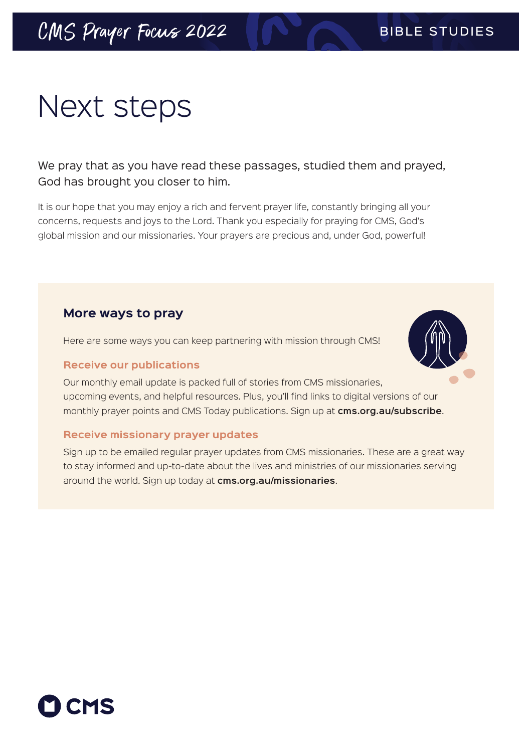# Next steps

We pray that as you have read these passages, studied them and prayed, God has brought you closer to him.

It is our hope that you may enjoy a rich and fervent prayer life, constantly bringing all your concerns, requests and joys to the Lord. Thank you especially for praying for CMS, God's global mission and our missionaries. Your prayers are precious and, under God, powerful!

## More ways to pray

Here are some ways you can keep partnering with mission through CMS!

### Receive our publications

Our monthly email update is packed full of stories from CMS missionaries, upcoming events, and helpful resources. Plus, you'll find links to digital versions of our monthly prayer points and CMS Today publications. Sign up at **cms.org.au/subscribe**.

### Receive missionary prayer updates

Sign up to be emailed regular prayer updates from CMS missionaries. These are a great way to stay informed and up-to-date about the lives and ministries of our missionaries serving around the world. Sign up today at **cms.org.au/missionaries**.